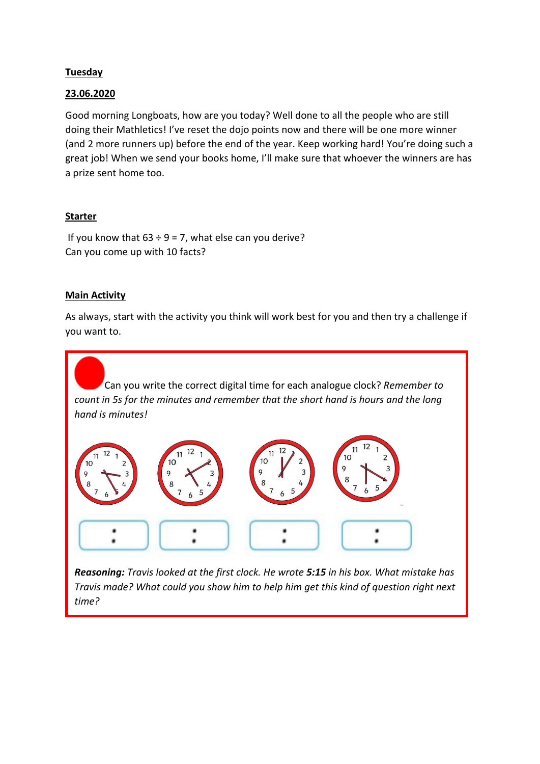**Tuesday**

**23.06.2020**

Good morning Longboats, how are you today? Well done to all the people who are still doing their Mathletics! I've reset the dojo points now and there will be one more winner (and 2 more runners up) before the end of the year. Keep working hard! You're doing such a great job! When we send your books home, I'll make sure that whoever the winners are has a prize sent home too.

**Starter**

If you know that $63 \div 9 = 7$, what else can you derive?
Can you come up with 10 facts?

**Main Activity**

As always, start with the activity you think will work best for you and then try a challenge if you want to.

Can you write the correct digital time for each analogue clock? *Remember to count in 5s for the minutes and remember that the short hand is hours and the long hand is minutes!*

| : | : | : | : |
|---|---|---|---|

***Reasoning:*** *Travis looked at the first clock. He wrote* ***5:15*** *in his box. What mistake has Travis made? What could you show him to help him get this kind of question right next time?*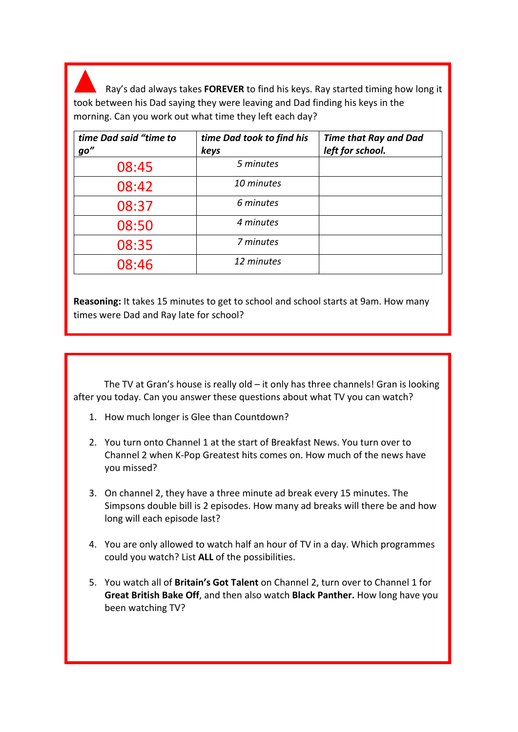Ray's dad always takes **FOREVER** to find his keys. Ray started timing how long it took between his Dad saying they were leaving and Dad finding his keys in the morning. Can you work out what time they left each day?

| *time Dad said "time to go"* | *time Dad took to find his keys* | ***Time that Ray and Dad left for school.*** |
|---|---|---|
| 08:45 | *5 minutes* | |
| 08:42 | *10 minutes* | |
| 08:37 | *6 minutes* | |
| 08:50 | *4 minutes* | |
| 08:35 | *7 minutes* | |
| 08:46 | *12 minutes* | |

**Reasoning:** It takes 15 minutes to get to school and school starts at 9am. How many times were Dad and Ray late for school?

The TV at Gran's house is really old – it only has three channels! Gran is looking after you today. Can you answer these questions about what TV you can watch?

1. How much longer is Glee than Countdown?

2. You turn onto Channel 1 at the start of Breakfast News. You turn over to Channel 2 when K-Pop Greatest hits comes on. How much of the news have you missed?

3. On channel 2, they have a three minute ad break every 15 minutes. The Simpsons double bill is 2 episodes. How many ad breaks will there be and how long will each episode last?

4. You are only allowed to watch half an hour of TV in a day. Which programmes could you watch? List **ALL** of the possibilities.

5. You watch all of **Britain's Got Talent** on Channel 2, turn over to Channel 1 for **Great British Bake Off**, and then also watch **Black Panther.** How long have you been watching TV?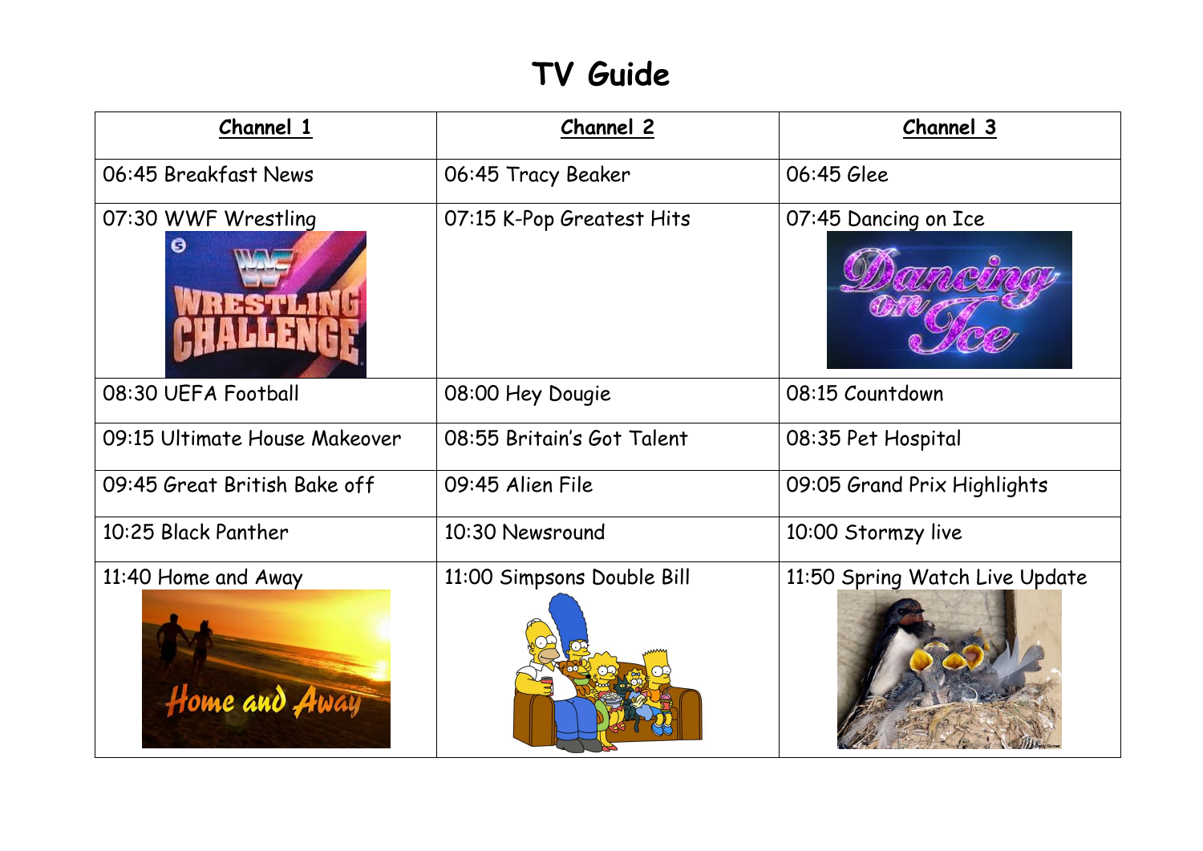# TV Guide

| Channel 1 | Channel 2 | Channel 3 |
|---|---|---|
| 06:45 Breakfast News | 06:45 Tracy Beaker | 06:45 Glee |
| 07:30 WWF Wrestling | 07:15 K-Pop Greatest Hits | 07:45 Dancing on Ice |
| 08:30 UEFA Football | 08:00 Hey Dougie | 08:15 Countdown |
| 09:15 Ultimate House Makeover | 08:55 Britain's Got Talent | 08:35 Pet Hospital |
| 09:45 Great British Bake off | 09:45 Alien File | 09:05 Grand Prix Highlights |
| 10:25 Black Panther | 10:30 Newsround | 10:00 Stormzy live |
| 11:40 Home and Away | 11:00 Simpsons Double Bill | 11:50 Spring Watch Live Update |